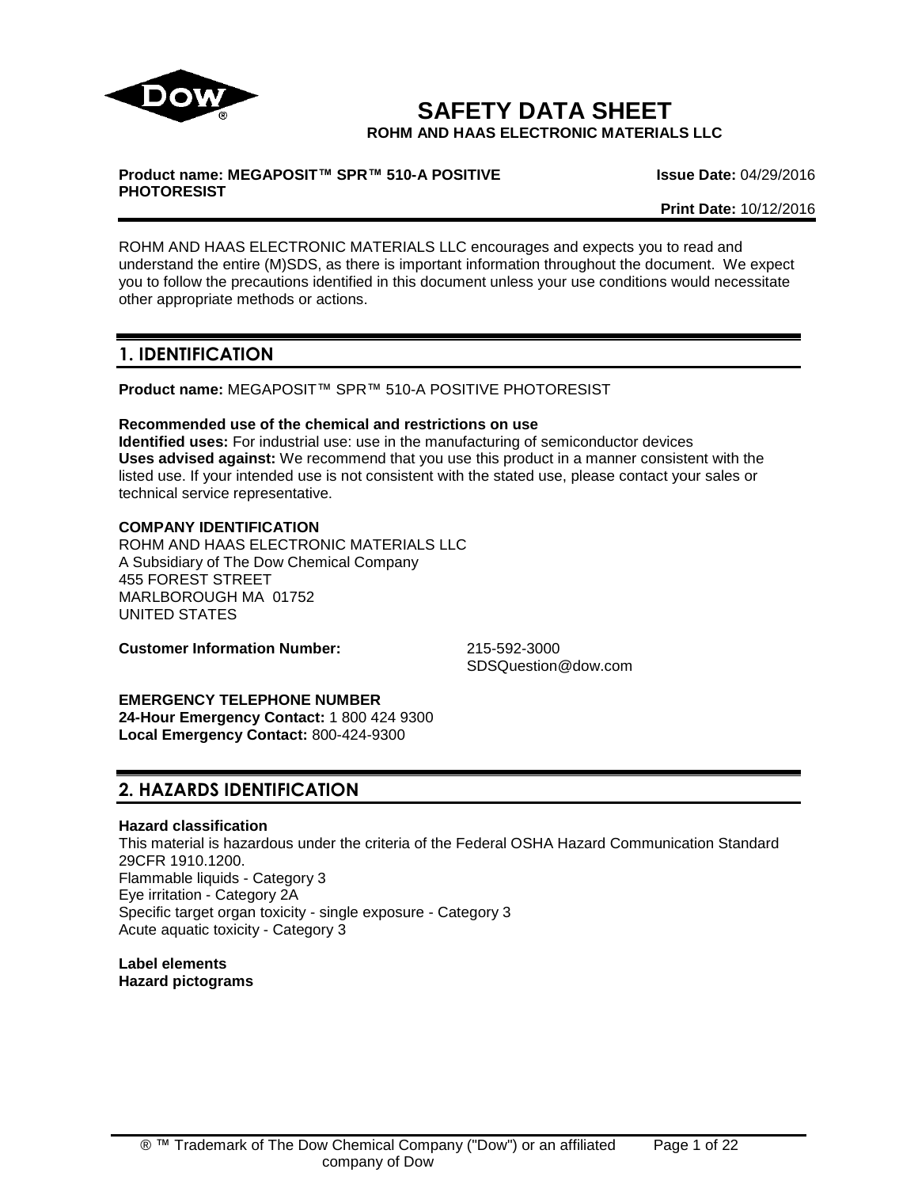# SAFETY DATA SHEET

**ROHM AND HAAS ELECTRONIC MATERIALS LLC**

**Product name: MEGAPOSIT™ SPR™ 510-A POSITIVE PHOTORESIST**

**Issue Date:** 04/29/2016

**Print Date:** 10/12/2016

ROHM AND HAAS ELECTRONIC MATERIALS LLC encourages and expects you to read and understand the entire (M)SDS, as there is important information throughout the document. We expect you to follow the precautions identified in this document unless your use conditions would necessitate other appropriate methods or actions.

## 1. IDENTIFICATION

**Product name:** MEGAPOSIT™ SPR™ 510-A POSITIVE PHOTORESIST

**Recommended use of the chemical and restrictions on use**
**Identified uses:** For industrial use: use in the manufacturing of semiconductor devices
**Uses advised against:** We recommend that you use this product in a manner consistent with the listed use. If your intended use is not consistent with the stated use, please contact your sales or technical service representative.

**COMPANY IDENTIFICATION**
ROHM AND HAAS ELECTRONIC MATERIALS LLC
A Subsidiary of The Dow Chemical Company
455 FOREST STREET
MARLBOROUGH MA 01752
UNITED STATES

**Customer Information Number:** 215-592-3000
SDSQuestion@dow.com

**EMERGENCY TELEPHONE NUMBER**
**24-Hour Emergency Contact:** 1 800 424 9300
**Local Emergency Contact:** 800-424-9300

## 2. HAZARDS IDENTIFICATION

**Hazard classification**
This material is hazardous under the criteria of the Federal OSHA Hazard Communication Standard 29CFR 1910.1200.
Flammable liquids - Category 3
Eye irritation - Category 2A
Specific target organ toxicity - single exposure - Category 3
Acute aquatic toxicity - Category 3

**Label elements**
**Hazard pictograms**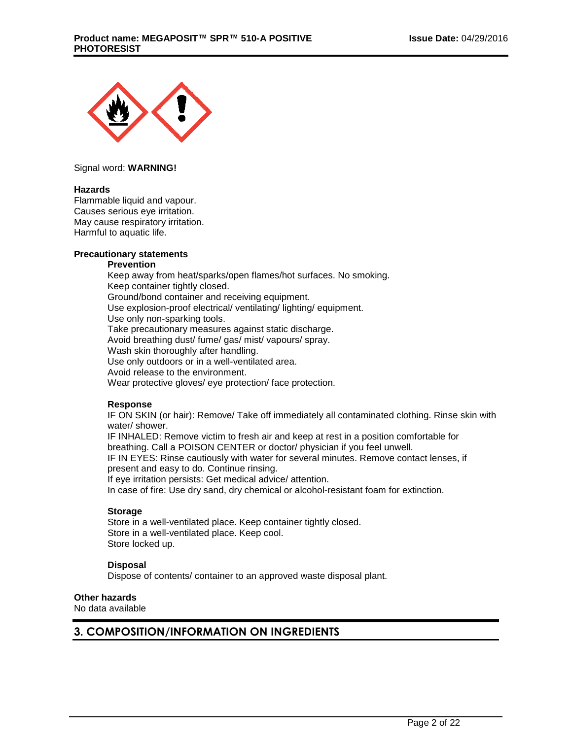Signal word: **WARNING!**

**Hazards**

Flammable liquid and vapour.
Causes serious eye irritation.
May cause respiratory irritation.
Harmful to aquatic life.

**Precautionary statements**

**Prevention**

Keep away from heat/sparks/open flames/hot surfaces. No smoking.
Keep container tightly closed.
Ground/bond container and receiving equipment.
Use explosion-proof electrical/ ventilating/ lighting/ equipment.
Use only non-sparking tools.
Take precautionary measures against static discharge.
Avoid breathing dust/ fume/ gas/ mist/ vapours/ spray.
Wash skin thoroughly after handling.
Use only outdoors or in a well-ventilated area.
Avoid release to the environment.
Wear protective gloves/ eye protection/ face protection.

**Response**

IF ON SKIN (or hair): Remove/ Take off immediately all contaminated clothing. Rinse skin with water/ shower.
IF INHALED: Remove victim to fresh air and keep at rest in a position comfortable for breathing. Call a POISON CENTER or doctor/ physician if you feel unwell.
IF IN EYES: Rinse cautiously with water for several minutes. Remove contact lenses, if present and easy to do. Continue rinsing.
If eye irritation persists: Get medical advice/ attention.
In case of fire: Use dry sand, dry chemical or alcohol-resistant foam for extinction.

**Storage**

Store in a well-ventilated place. Keep container tightly closed.
Store in a well-ventilated place. Keep cool.
Store locked up.

**Disposal**

Dispose of contents/ container to an approved waste disposal plant.

**Other hazards**

No data available

## 3. COMPOSITION/INFORMATION ON INGREDIENTS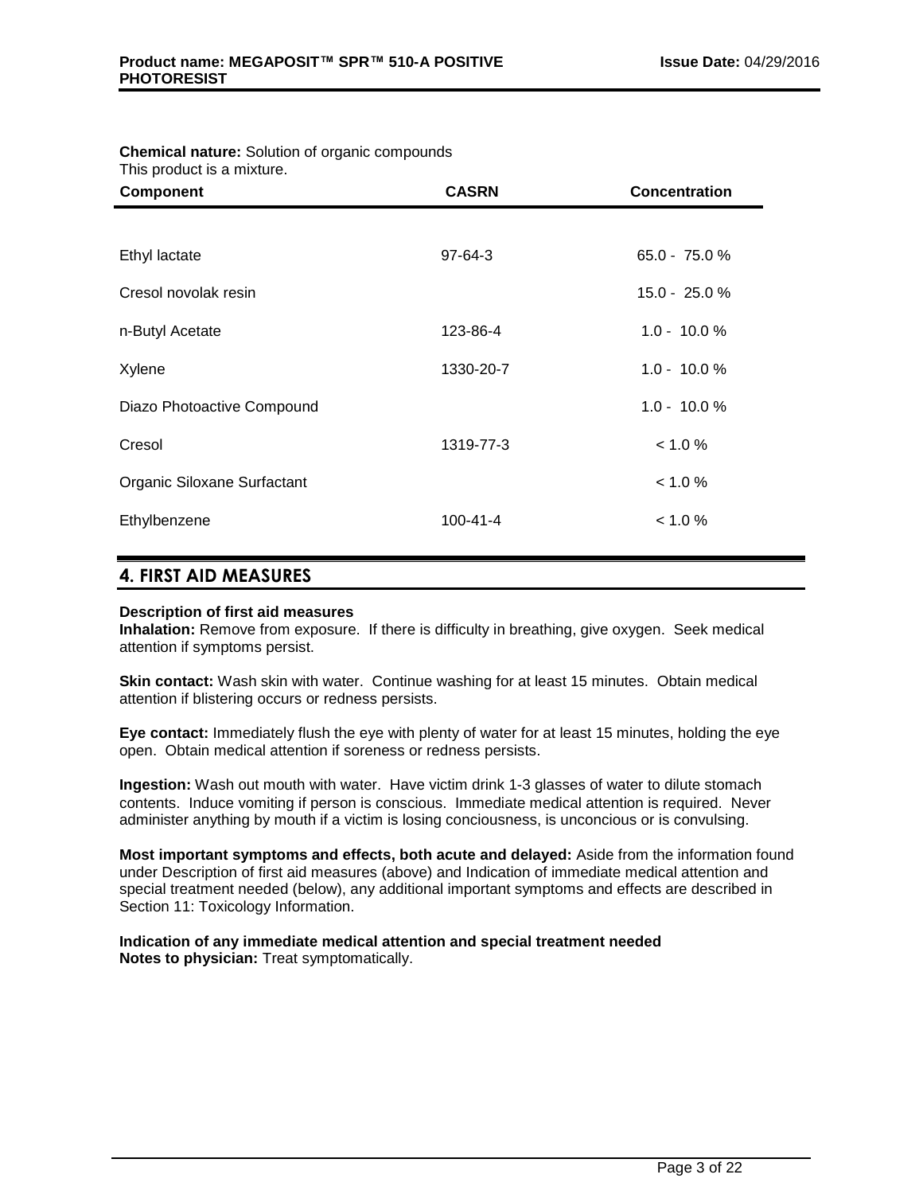**Chemical nature:** Solution of organic compounds
This product is a mixture.

| Component | CASRN | Concentration |
|---|---|---|
| Ethyl lactate | 97-64-3 | 65.0 - 75.0 % |
| Cresol novolak resin | | 15.0 - 25.0 % |
| n-Butyl Acetate | 123-86-4 | 1.0 - 10.0 % |
| Xylene | 1330-20-7 | 1.0 - 10.0 % |
| Diazo Photoactive Compound | | 1.0 - 10.0 % |
| Cresol | 1319-77-3 | < 1.0 % |
| Organic Siloxane Surfactant | | < 1.0 % |
| Ethylbenzene | 100-41-4 | < 1.0 % |

## 4. FIRST AID MEASURES

**Description of first aid measures**

**Inhalation:** Remove from exposure. If there is difficulty in breathing, give oxygen. Seek medical attention if symptoms persist.

**Skin contact:** Wash skin with water. Continue washing for at least 15 minutes. Obtain medical attention if blistering occurs or redness persists.

**Eye contact:** Immediately flush the eye with plenty of water for at least 15 minutes, holding the eye open. Obtain medical attention if soreness or redness persists.

**Ingestion:** Wash out mouth with water. Have victim drink 1-3 glasses of water to dilute stomach contents. Induce vomiting if person is conscious. Immediate medical attention is required. Never administer anything by mouth if a victim is losing conciousness, is unconcious or is convulsing.

**Most important symptoms and effects, both acute and delayed:** Aside from the information found under Description of first aid measures (above) and Indication of immediate medical attention and special treatment needed (below), any additional important symptoms and effects are described in Section 11: Toxicology Information.

**Indication of any immediate medical attention and special treatment needed**
**Notes to physician:** Treat symptomatically.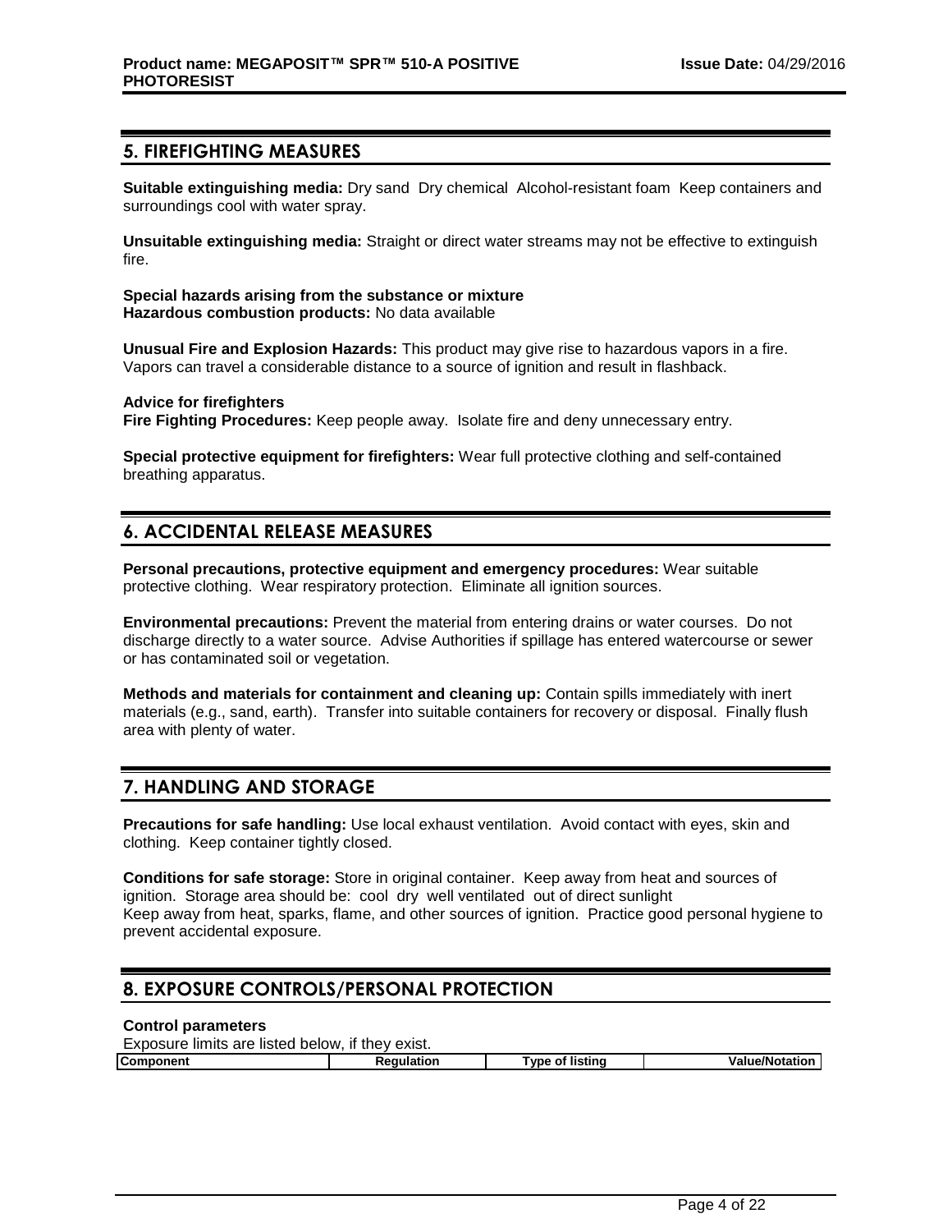## 5. FIREFIGHTING MEASURES

**Suitable extinguishing media:** Dry sand Dry chemical Alcohol-resistant foam Keep containers and surroundings cool with water spray.

**Unsuitable extinguishing media:** Straight or direct water streams may not be effective to extinguish fire.

**Special hazards arising from the substance or mixture**
**Hazardous combustion products:** No data available

**Unusual Fire and Explosion Hazards:** This product may give rise to hazardous vapors in a fire. Vapors can travel a considerable distance to a source of ignition and result in flashback.

**Advice for firefighters**
**Fire Fighting Procedures:** Keep people away. Isolate fire and deny unnecessary entry.

**Special protective equipment for firefighters:** Wear full protective clothing and self-contained breathing apparatus.

## 6. ACCIDENTAL RELEASE MEASURES

**Personal precautions, protective equipment and emergency procedures:** Wear suitable protective clothing. Wear respiratory protection. Eliminate all ignition sources.

**Environmental precautions:** Prevent the material from entering drains or water courses. Do not discharge directly to a water source. Advise Authorities if spillage has entered watercourse or sewer or has contaminated soil or vegetation.

**Methods and materials for containment and cleaning up:** Contain spills immediately with inert materials (e.g., sand, earth). Transfer into suitable containers for recovery or disposal. Finally flush area with plenty of water.

## 7. HANDLING AND STORAGE

**Precautions for safe handling:** Use local exhaust ventilation. Avoid contact with eyes, skin and clothing. Keep container tightly closed.

**Conditions for safe storage:** Store in original container. Keep away from heat and sources of ignition. Storage area should be: cool dry well ventilated out of direct sunlight
Keep away from heat, sparks, flame, and other sources of ignition. Practice good personal hygiene to prevent accidental exposure.

## 8. EXPOSURE CONTROLS/PERSONAL PROTECTION

**Control parameters**
Exposure limits are listed below, if they exist.

| Component | Regulation | Type of listing | Value/Notation |
|---|---|---|---|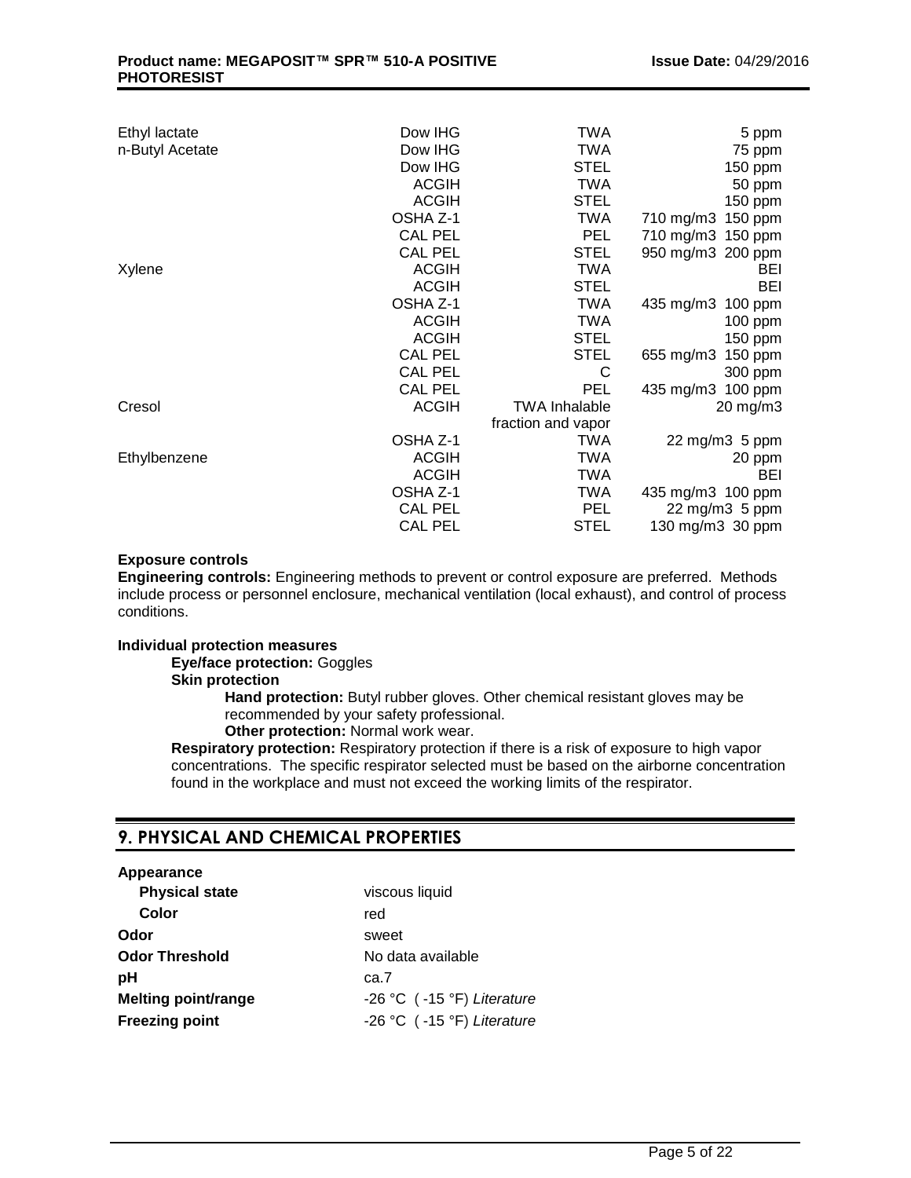| | | | |
|---|---|---|---|
| Ethyl lactate | Dow IHG | TWA | 5 ppm |
| n-Butyl Acetate | Dow IHG | TWA | 75 ppm |
| | Dow IHG | STEL | 150 ppm |
| | ACGIH | TWA | 50 ppm |
| | ACGIH | STEL | 150 ppm |
| | OSHA Z-1 | TWA | 710 mg/m3 150 ppm |
| | CAL PEL | PEL | 710 mg/m3 150 ppm |
| | CAL PEL | STEL | 950 mg/m3 200 ppm |
| Xylene | ACGIH | TWA | BEI |
| | ACGIH | STEL | BEI |
| | OSHA Z-1 | TWA | 435 mg/m3 100 ppm |
| | ACGIH | TWA | 100 ppm |
| | ACGIH | STEL | 150 ppm |
| | CAL PEL | STEL | 655 mg/m3 150 ppm |
| | CAL PEL | C | 300 ppm |
| | CAL PEL | PEL | 435 mg/m3 100 ppm |
| Cresol | ACGIH | TWA Inhalable fraction and vapor | 20 mg/m3 |
| | OSHA Z-1 | TWA | 22 mg/m3 5 ppm |
| Ethylbenzene | ACGIH | TWA | 20 ppm |
| | ACGIH | TWA | BEI |
| | OSHA Z-1 | TWA | 435 mg/m3 100 ppm |
| | CAL PEL | PEL | 22 mg/m3 5 ppm |
| | CAL PEL | STEL | 130 mg/m3 30 ppm |

**Exposure controls**

**Engineering controls:** Engineering methods to prevent or control exposure are preferred. Methods include process or personnel enclosure, mechanical ventilation (local exhaust), and control of process conditions.

**Individual protection measures**

**Eye/face protection:** Goggles

**Skin protection**

**Hand protection:** Butyl rubber gloves. Other chemical resistant gloves may be recommended by your safety professional.

**Other protection:** Normal work wear.

**Respiratory protection:** Respiratory protection if there is a risk of exposure to high vapor concentrations. The specific respirator selected must be based on the airborne concentration found in the workplace and must not exceed the working limits of the respirator.

## 9. PHYSICAL AND CHEMICAL PROPERTIES

| | |
|---|---|
| **Appearance** | |
| **Physical state** | viscous liquid |
| **Color** | red |
| **Odor** | sweet |
| **Odor Threshold** | No data available |
| **pH** | ca.7 |
| **Melting point/range** | -26 °C ( -15 °F) *Literature* |
| **Freezing point** | -26 °C ( -15 °F) *Literature* |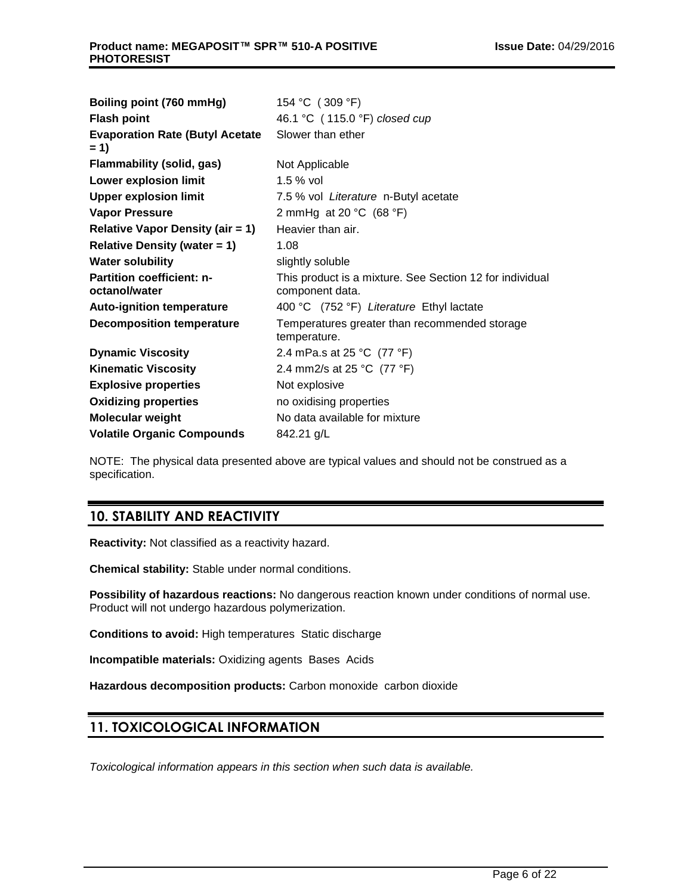| | |
|---|---|
| **Boiling point (760 mmHg)** | 154 °C ( 309 °F) |
| **Flash point** | 46.1 °C ( 115.0 °F) *closed cup* |
| **Evaporation Rate (Butyl Acetate = 1)** | Slower than ether |
| **Flammability (solid, gas)** | Not Applicable |
| **Lower explosion limit** | 1.5 % vol |
| **Upper explosion limit** | 7.5 % vol *Literature* n-Butyl acetate |
| **Vapor Pressure** | 2 mmHg at 20 °C (68 °F) |
| **Relative Vapor Density (air = 1)** | Heavier than air. |
| **Relative Density (water = 1)** | 1.08 |
| **Water solubility** | slightly soluble |
| **Partition coefficient: n-octanol/water** | This product is a mixture. See Section 12 for individual component data. |
| **Auto-ignition temperature** | 400 °C (752 °F) *Literature* Ethyl lactate |
| **Decomposition temperature** | Temperatures greater than recommended storage temperature. |
| **Dynamic Viscosity** | 2.4 mPa.s at 25 °C (77 °F) |
| **Kinematic Viscosity** | 2.4 mm2/s at 25 °C (77 °F) |
| **Explosive properties** | Not explosive |
| **Oxidizing properties** | no oxidising properties |
| **Molecular weight** | No data available for mixture |
| **Volatile Organic Compounds** | 842.21 g/L |

NOTE: The physical data presented above are typical values and should not be construed as a specification.

## 10. STABILITY AND REACTIVITY

**Reactivity:** Not classified as a reactivity hazard.

**Chemical stability:** Stable under normal conditions.

**Possibility of hazardous reactions:** No dangerous reaction known under conditions of normal use. Product will not undergo hazardous polymerization.

**Conditions to avoid:** High temperatures Static discharge

**Incompatible materials:** Oxidizing agents Bases Acids

**Hazardous decomposition products:** Carbon monoxide carbon dioxide

## 11. TOXICOLOGICAL INFORMATION

*Toxicological information appears in this section when such data is available.*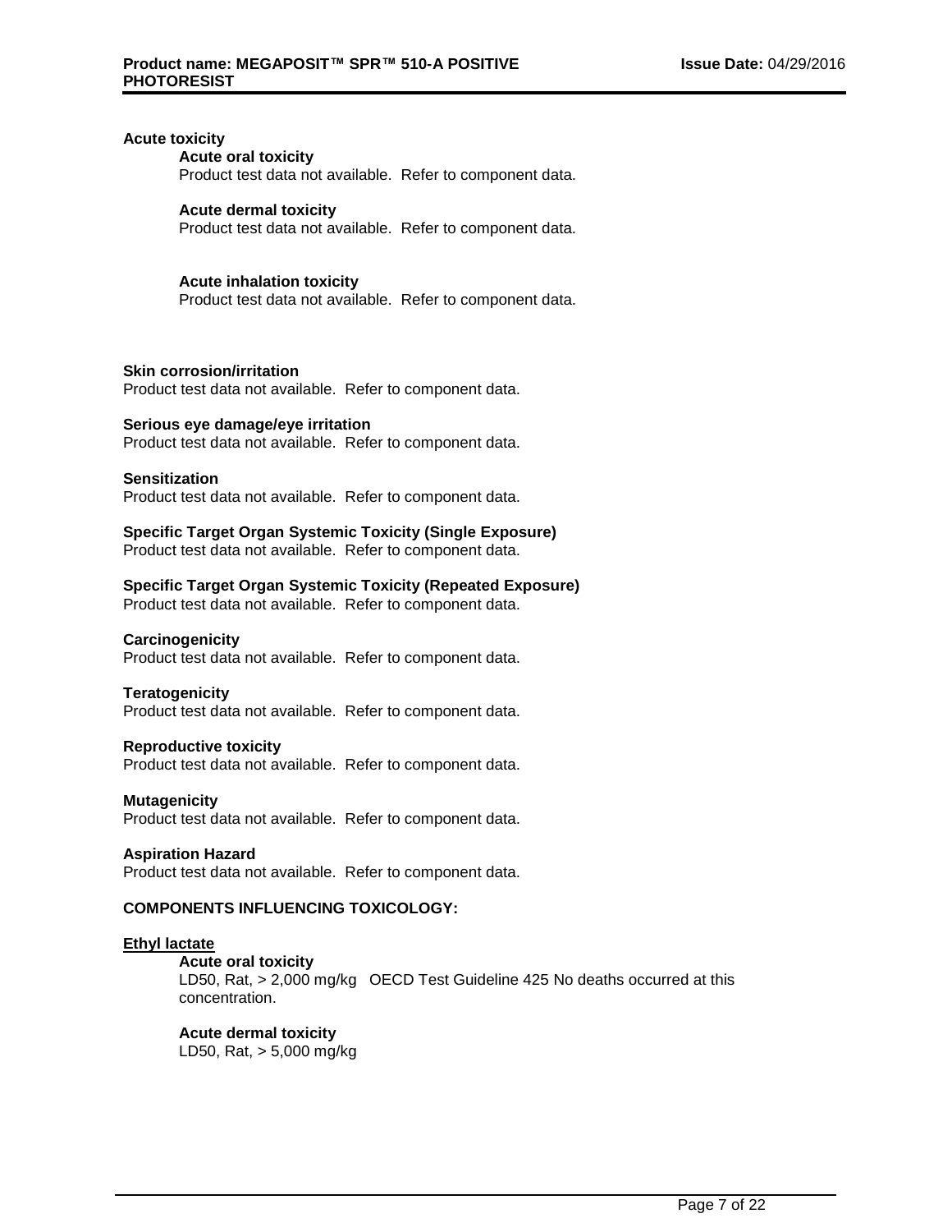## Acute toxicity

### Acute oral toxicity

Product test data not available. Refer to component data.

### Acute dermal toxicity

Product test data not available. Refer to component data.

### Acute inhalation toxicity

Product test data not available. Refer to component data.

## Skin corrosion/irritation

Product test data not available. Refer to component data.

## Serious eye damage/eye irritation

Product test data not available. Refer to component data.

## Sensitization

Product test data not available. Refer to component data.

## Specific Target Organ Systemic Toxicity (Single Exposure)

Product test data not available. Refer to component data.

## Specific Target Organ Systemic Toxicity (Repeated Exposure)

Product test data not available. Refer to component data.

## Carcinogenicity

Product test data not available. Refer to component data.

## Teratogenicity

Product test data not available. Refer to component data.

## Reproductive toxicity

Product test data not available. Refer to component data.

## Mutagenicity

Product test data not available. Refer to component data.

## Aspiration Hazard

Product test data not available. Refer to component data.

## COMPONENTS INFLUENCING TOXICOLOGY:

### Ethyl lactate

#### Acute oral toxicity

LD50, Rat, > 2,000 mg/kg OECD Test Guideline 425 No deaths occurred at this concentration.

#### Acute dermal toxicity

LD50, Rat, > 5,000 mg/kg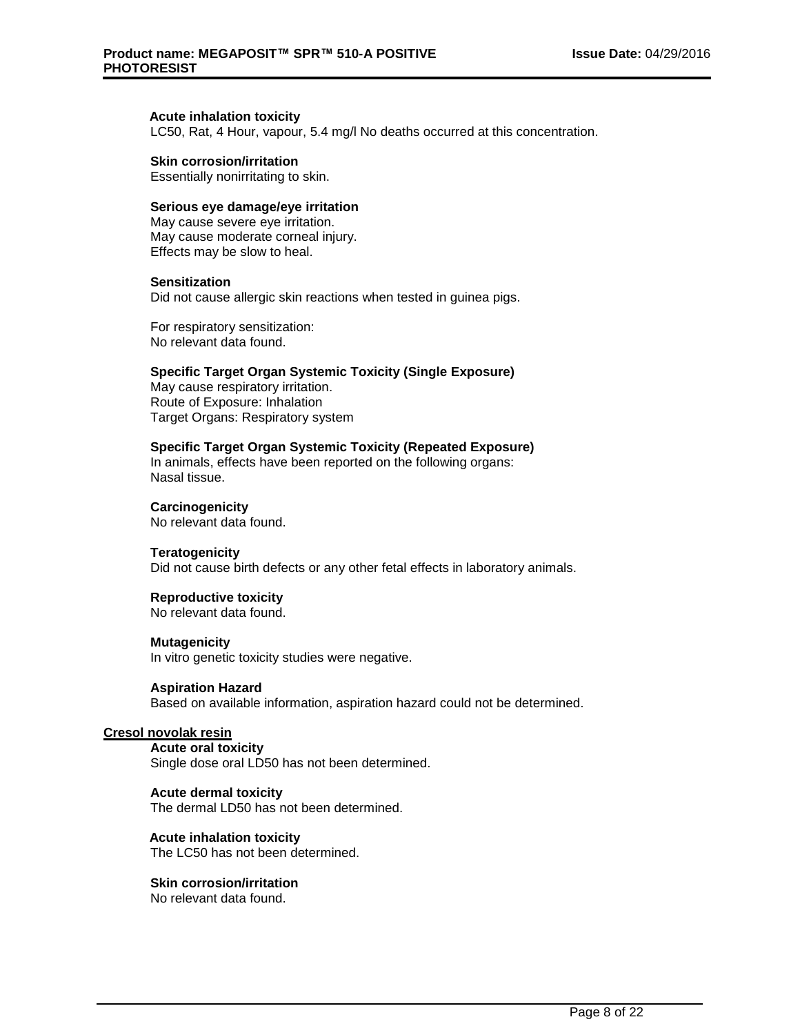**Acute inhalation toxicity**
LC50, Rat, 4 Hour, vapour, 5.4 mg/l No deaths occurred at this concentration.

**Skin corrosion/irritation**
Essentially nonirritating to skin.

**Serious eye damage/eye irritation**
May cause severe eye irritation.
May cause moderate corneal injury.
Effects may be slow to heal.

**Sensitization**
Did not cause allergic skin reactions when tested in guinea pigs.

For respiratory sensitization:
No relevant data found.

**Specific Target Organ Systemic Toxicity (Single Exposure)**
May cause respiratory irritation.
Route of Exposure: Inhalation
Target Organs: Respiratory system

**Specific Target Organ Systemic Toxicity (Repeated Exposure)**
In animals, effects have been reported on the following organs:
Nasal tissue.

**Carcinogenicity**
No relevant data found.

**Teratogenicity**
Did not cause birth defects or any other fetal effects in laboratory animals.

**Reproductive toxicity**
No relevant data found.

**Mutagenicity**
In vitro genetic toxicity studies were negative.

**Aspiration Hazard**
Based on available information, aspiration hazard could not be determined.

**Cresol novolak resin**

**Acute oral toxicity**
Single dose oral LD50 has not been determined.

**Acute dermal toxicity**
The dermal LD50 has not been determined.

**Acute inhalation toxicity**
The LC50 has not been determined.

**Skin corrosion/irritation**
No relevant data found.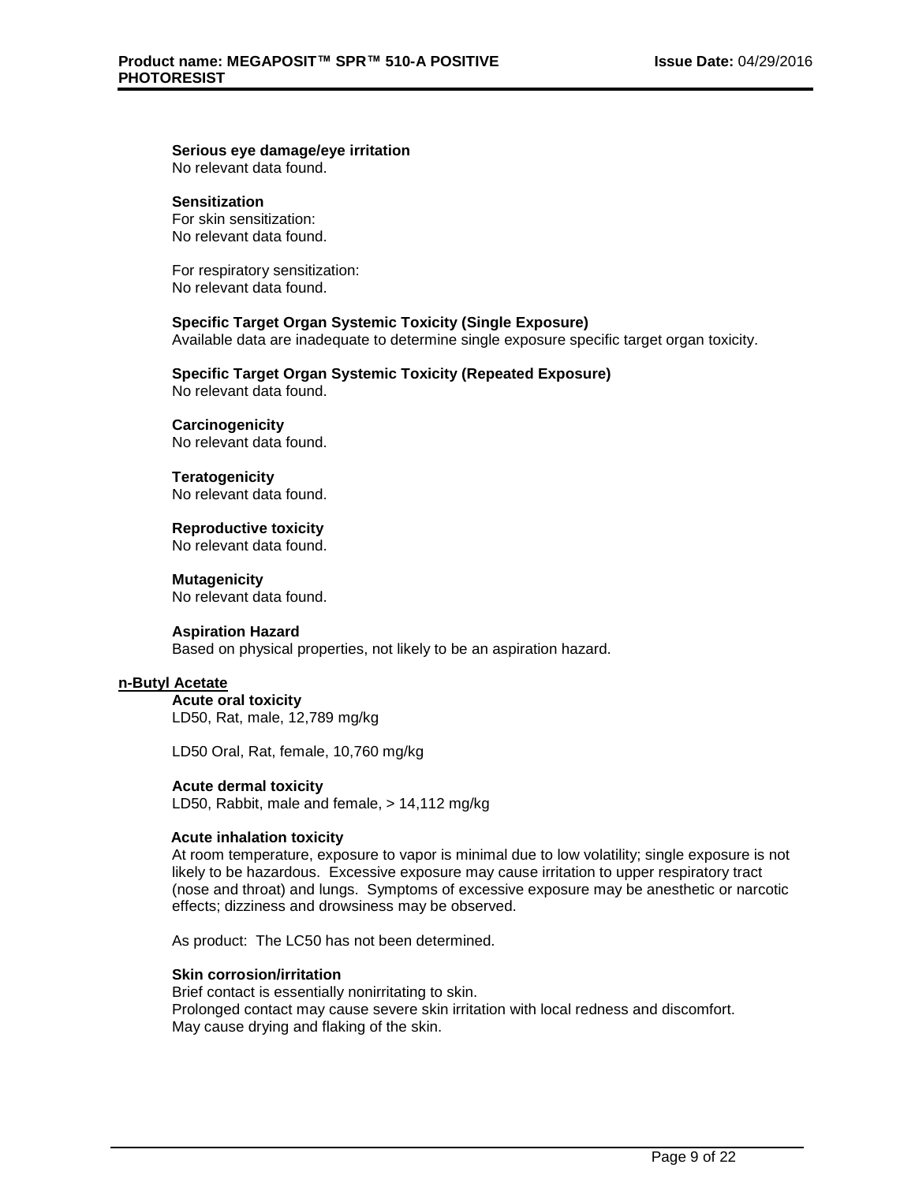**Serious eye damage/eye irritation**
No relevant data found.

**Sensitization**
For skin sensitization:
No relevant data found.

For respiratory sensitization:
No relevant data found.

**Specific Target Organ Systemic Toxicity (Single Exposure)**
Available data are inadequate to determine single exposure specific target organ toxicity.

**Specific Target Organ Systemic Toxicity (Repeated Exposure)**
No relevant data found.

**Carcinogenicity**
No relevant data found.

**Teratogenicity**
No relevant data found.

**Reproductive toxicity**
No relevant data found.

**Mutagenicity**
No relevant data found.

**Aspiration Hazard**
Based on physical properties, not likely to be an aspiration hazard.

## n-Butyl Acetate

**Acute oral toxicity**
LD50, Rat, male, 12,789 mg/kg

LD50 Oral, Rat, female, 10,760 mg/kg

**Acute dermal toxicity**
LD50, Rabbit, male and female, > 14,112 mg/kg

**Acute inhalation toxicity**
At room temperature, exposure to vapor is minimal due to low volatility; single exposure is not likely to be hazardous. Excessive exposure may cause irritation to upper respiratory tract (nose and throat) and lungs. Symptoms of excessive exposure may be anesthetic or narcotic effects; dizziness and drowsiness may be observed.

As product: The LC50 has not been determined.

**Skin corrosion/irritation**
Brief contact is essentially nonirritating to skin.
Prolonged contact may cause severe skin irritation with local redness and discomfort.
May cause drying and flaking of the skin.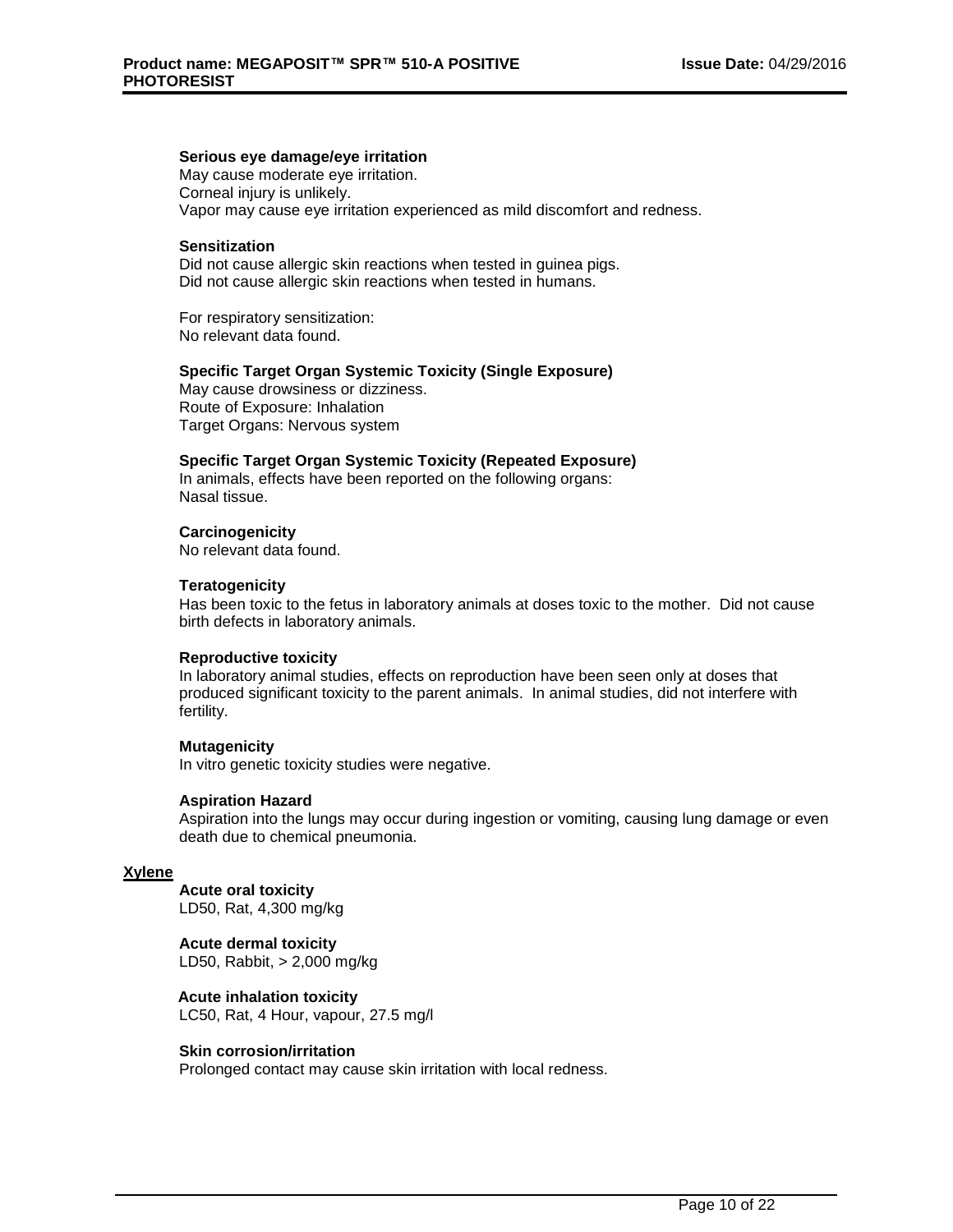**Serious eye damage/eye irritation**
May cause moderate eye irritation.
Corneal injury is unlikely.
Vapor may cause eye irritation experienced as mild discomfort and redness.

**Sensitization**
Did not cause allergic skin reactions when tested in guinea pigs.
Did not cause allergic skin reactions when tested in humans.

For respiratory sensitization:
No relevant data found.

**Specific Target Organ Systemic Toxicity (Single Exposure)**
May cause drowsiness or dizziness.
Route of Exposure: Inhalation
Target Organs: Nervous system

**Specific Target Organ Systemic Toxicity (Repeated Exposure)**
In animals, effects have been reported on the following organs:
Nasal tissue.

**Carcinogenicity**
No relevant data found.

**Teratogenicity**
Has been toxic to the fetus in laboratory animals at doses toxic to the mother. Did not cause birth defects in laboratory animals.

**Reproductive toxicity**
In laboratory animal studies, effects on reproduction have been seen only at doses that produced significant toxicity to the parent animals. In animal studies, did not interfere with fertility.

**Mutagenicity**
In vitro genetic toxicity studies were negative.

**Aspiration Hazard**
Aspiration into the lungs may occur during ingestion or vomiting, causing lung damage or even death due to chemical pneumonia.

**Xylene**

**Acute oral toxicity**
LD50, Rat, 4,300 mg/kg

**Acute dermal toxicity**
LD50, Rabbit, > 2,000 mg/kg

**Acute inhalation toxicity**
LC50, Rat, 4 Hour, vapour, 27.5 mg/l

**Skin corrosion/irritation**
Prolonged contact may cause skin irritation with local redness.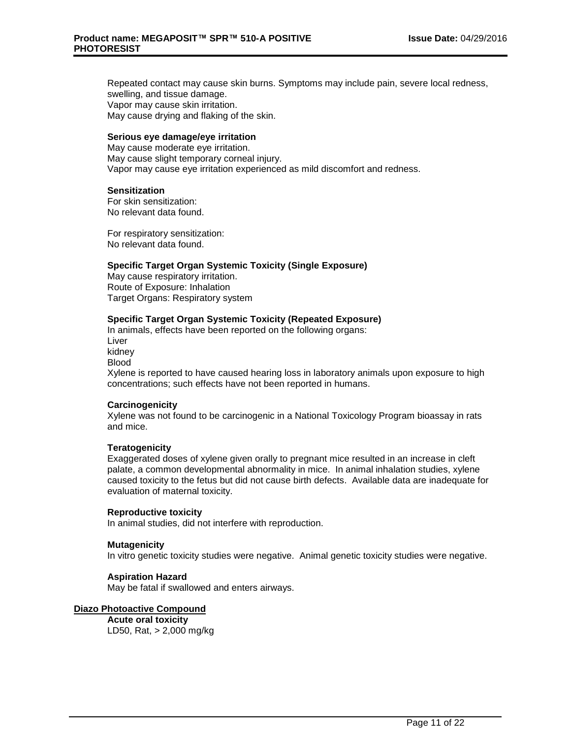Repeated contact may cause skin burns. Symptoms may include pain, severe local redness, swelling, and tissue damage.
Vapor may cause skin irritation.
May cause drying and flaking of the skin.

**Serious eye damage/eye irritation**
May cause moderate eye irritation.
May cause slight temporary corneal injury.
Vapor may cause eye irritation experienced as mild discomfort and redness.

**Sensitization**
For skin sensitization:
No relevant data found.

For respiratory sensitization:
No relevant data found.

**Specific Target Organ Systemic Toxicity (Single Exposure)**
May cause respiratory irritation.
Route of Exposure: Inhalation
Target Organs: Respiratory system

**Specific Target Organ Systemic Toxicity (Repeated Exposure)**
In animals, effects have been reported on the following organs:
Liver
kidney
Blood
Xylene is reported to have caused hearing loss in laboratory animals upon exposure to high concentrations; such effects have not been reported in humans.

**Carcinogenicity**
Xylene was not found to be carcinogenic in a National Toxicology Program bioassay in rats and mice.

**Teratogenicity**
Exaggerated doses of xylene given orally to pregnant mice resulted in an increase in cleft palate, a common developmental abnormality in mice. In animal inhalation studies, xylene caused toxicity to the fetus but did not cause birth defects. Available data are inadequate for evaluation of maternal toxicity.

**Reproductive toxicity**
In animal studies, did not interfere with reproduction.

**Mutagenicity**
In vitro genetic toxicity studies were negative. Animal genetic toxicity studies were negative.

**Aspiration Hazard**
May be fatal if swallowed and enters airways.

**Diazo Photoactive Compound**

**Acute oral toxicity**
LD50, Rat, > 2,000 mg/kg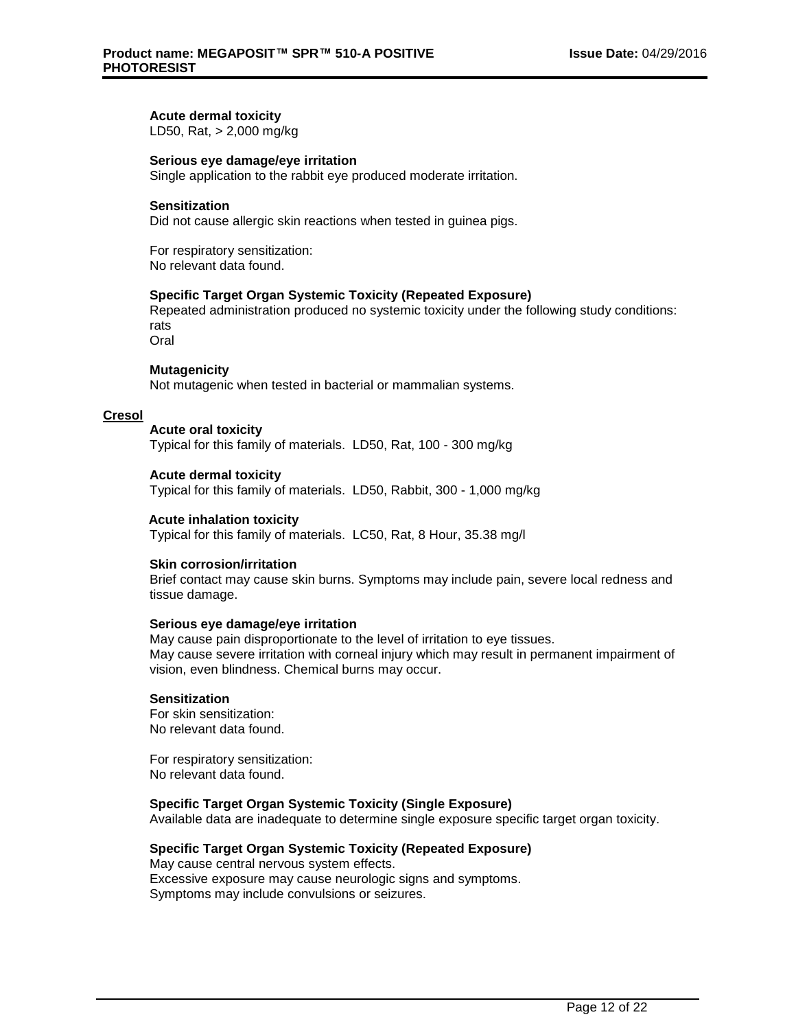#### Acute dermal toxicity
LD50, Rat, > 2,000 mg/kg

#### Serious eye damage/eye irritation
Single application to the rabbit eye produced moderate irritation.

#### Sensitization
Did not cause allergic skin reactions when tested in guinea pigs.

For respiratory sensitization:
No relevant data found.

#### Specific Target Organ Systemic Toxicity (Repeated Exposure)
Repeated administration produced no systemic toxicity under the following study conditions:
rats
Oral

#### Mutagenicity
Not mutagenic when tested in bacterial or mammalian systems.

### Cresol

#### Acute oral toxicity
Typical for this family of materials. LD50, Rat, 100 - 300 mg/kg

#### Acute dermal toxicity
Typical for this family of materials. LD50, Rabbit, 300 - 1,000 mg/kg

#### Acute inhalation toxicity
Typical for this family of materials. LC50, Rat, 8 Hour, 35.38 mg/l

#### Skin corrosion/irritation
Brief contact may cause skin burns. Symptoms may include pain, severe local redness and tissue damage.

#### Serious eye damage/eye irritation
May cause pain disproportionate to the level of irritation to eye tissues.
May cause severe irritation with corneal injury which may result in permanent impairment of vision, even blindness. Chemical burns may occur.

#### Sensitization
For skin sensitization:
No relevant data found.

For respiratory sensitization:
No relevant data found.

#### Specific Target Organ Systemic Toxicity (Single Exposure)
Available data are inadequate to determine single exposure specific target organ toxicity.

#### Specific Target Organ Systemic Toxicity (Repeated Exposure)
May cause central nervous system effects.
Excessive exposure may cause neurologic signs and symptoms.
Symptoms may include convulsions or seizures.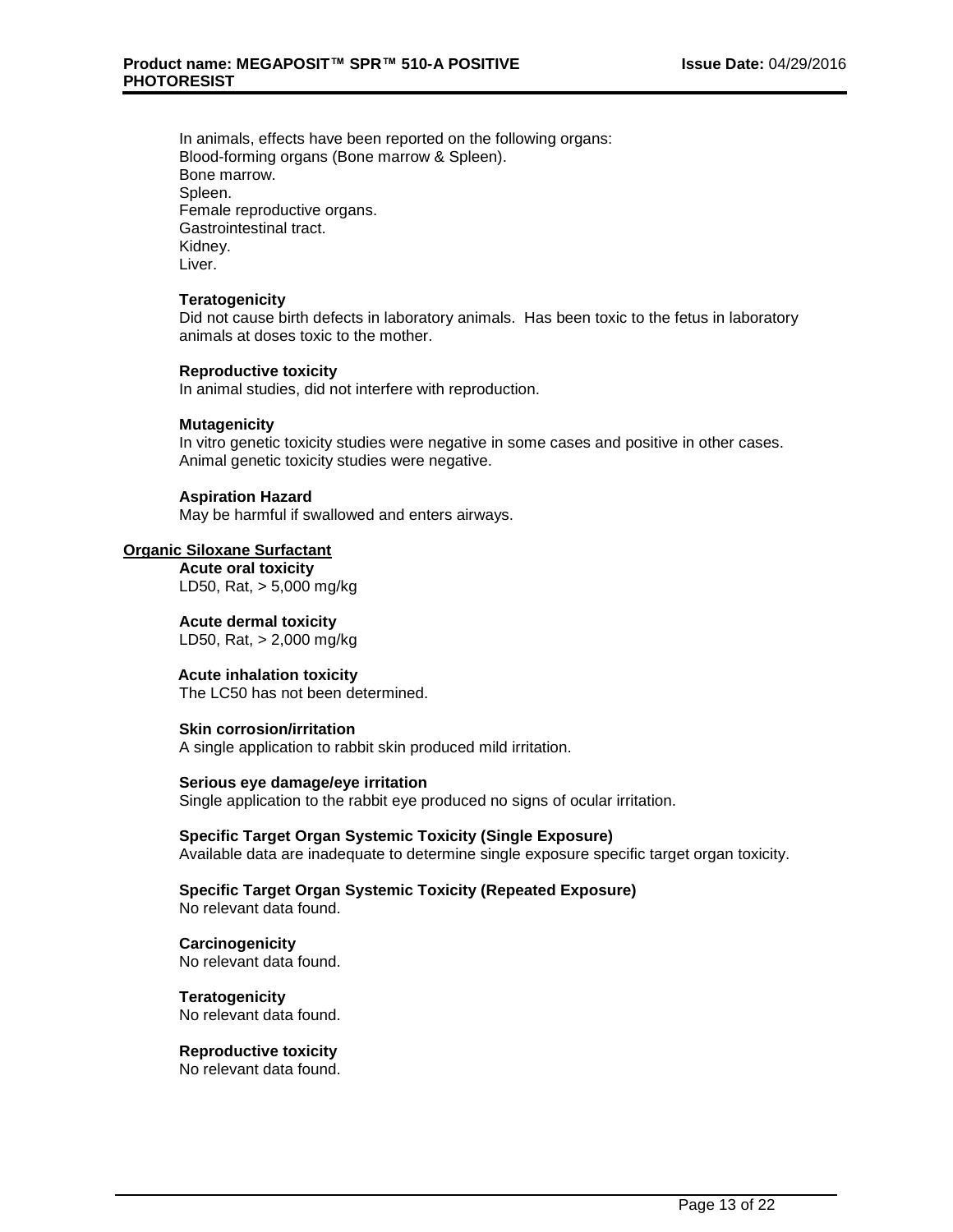In animals, effects have been reported on the following organs:
Blood-forming organs (Bone marrow & Spleen).
Bone marrow.
Spleen.
Female reproductive organs.
Gastrointestinal tract.
Kidney.
Liver.

**Teratogenicity**
Did not cause birth defects in laboratory animals. Has been toxic to the fetus in laboratory animals at doses toxic to the mother.

**Reproductive toxicity**
In animal studies, did not interfere with reproduction.

**Mutagenicity**
In vitro genetic toxicity studies were negative in some cases and positive in other cases. Animal genetic toxicity studies were negative.

**Aspiration Hazard**
May be harmful if swallowed and enters airways.

**Organic Siloxane Surfactant**

**Acute oral toxicity**
LD50, Rat, > 5,000 mg/kg

**Acute dermal toxicity**
LD50, Rat, > 2,000 mg/kg

**Acute inhalation toxicity**
The LC50 has not been determined.

**Skin corrosion/irritation**
A single application to rabbit skin produced mild irritation.

**Serious eye damage/eye irritation**
Single application to the rabbit eye produced no signs of ocular irritation.

**Specific Target Organ Systemic Toxicity (Single Exposure)**
Available data are inadequate to determine single exposure specific target organ toxicity.

**Specific Target Organ Systemic Toxicity (Repeated Exposure)**
No relevant data found.

**Carcinogenicity**
No relevant data found.

**Teratogenicity**
No relevant data found.

**Reproductive toxicity**
No relevant data found.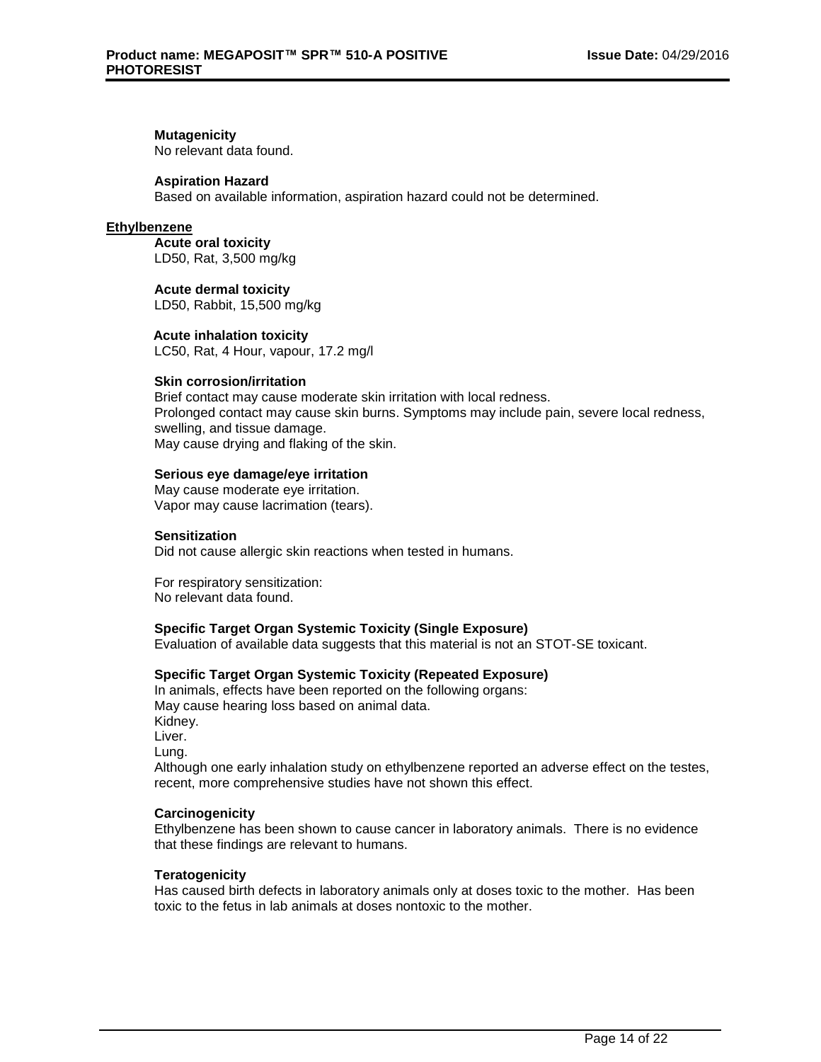**Mutagenicity**
No relevant data found.

**Aspiration Hazard**
Based on available information, aspiration hazard could not be determined.

**Ethylbenzene**

**Acute oral toxicity**
LD50, Rat, 3,500 mg/kg

**Acute dermal toxicity**
LD50, Rabbit, 15,500 mg/kg

**Acute inhalation toxicity**
LC50, Rat, 4 Hour, vapour, 17.2 mg/l

**Skin corrosion/irritation**
Brief contact may cause moderate skin irritation with local redness.
Prolonged contact may cause skin burns. Symptoms may include pain, severe local redness, swelling, and tissue damage.
May cause drying and flaking of the skin.

**Serious eye damage/eye irritation**
May cause moderate eye irritation.
Vapor may cause lacrimation (tears).

**Sensitization**
Did not cause allergic skin reactions when tested in humans.

For respiratory sensitization:
No relevant data found.

**Specific Target Organ Systemic Toxicity (Single Exposure)**
Evaluation of available data suggests that this material is not an STOT-SE toxicant.

**Specific Target Organ Systemic Toxicity (Repeated Exposure)**
In animals, effects have been reported on the following organs:
May cause hearing loss based on animal data.
Kidney.
Liver.
Lung.
Although one early inhalation study on ethylbenzene reported an adverse effect on the testes, recent, more comprehensive studies have not shown this effect.

**Carcinogenicity**
Ethylbenzene has been shown to cause cancer in laboratory animals. There is no evidence that these findings are relevant to humans.

**Teratogenicity**
Has caused birth defects in laboratory animals only at doses toxic to the mother. Has been toxic to the fetus in lab animals at doses nontoxic to the mother.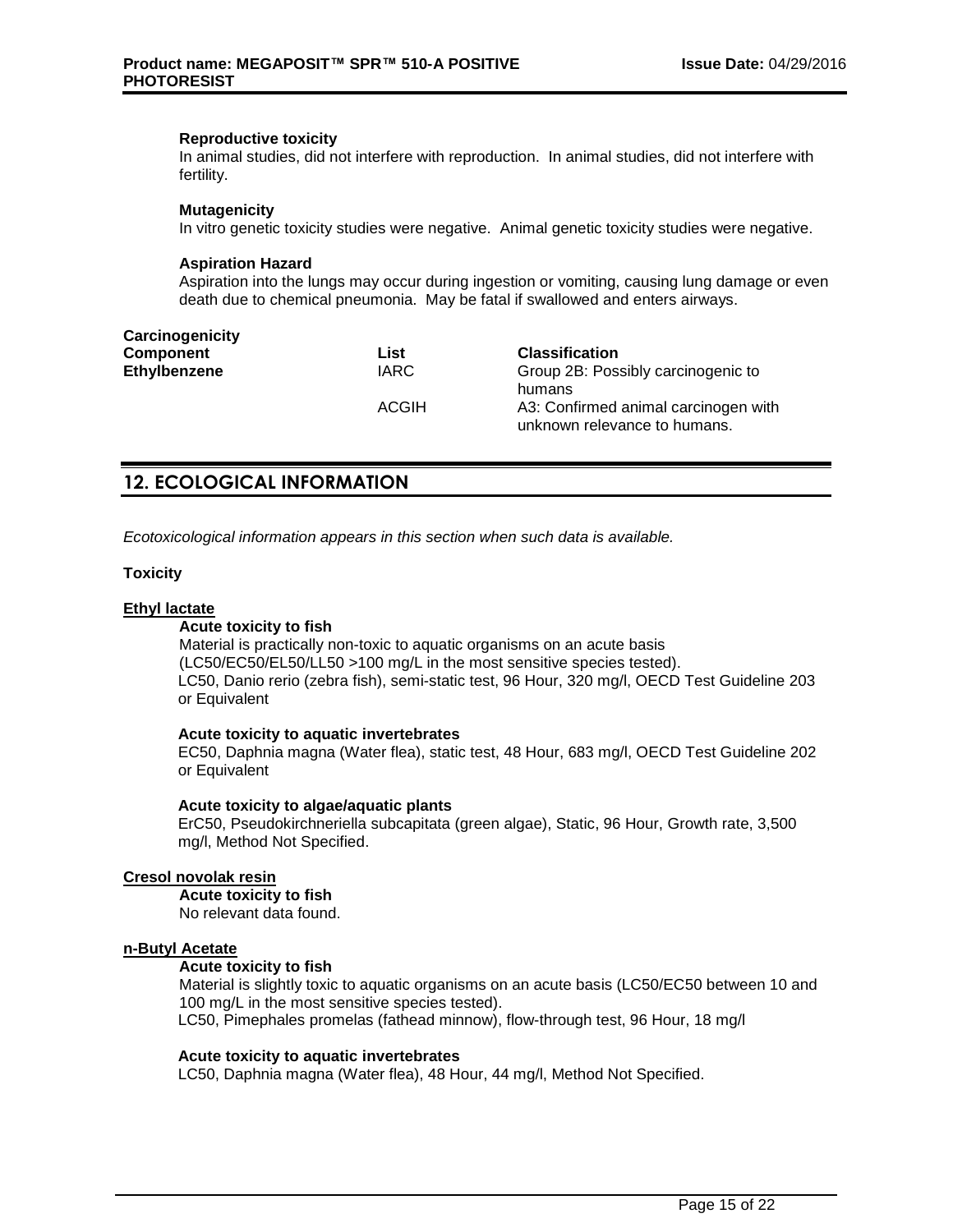**Reproductive toxicity**

In animal studies, did not interfere with reproduction. In animal studies, did not interfere with fertility.

**Mutagenicity**

In vitro genetic toxicity studies were negative. Animal genetic toxicity studies were negative.

**Aspiration Hazard**

Aspiration into the lungs may occur during ingestion or vomiting, causing lung damage or even death due to chemical pneumonia. May be fatal if swallowed and enters airways.

**Carcinogenicity**

| **Component** | **List** | **Classification** |
|---|---|---|
| **Ethylbenzene** | IARC | Group 2B: Possibly carcinogenic to humans |
| | ACGIH | A3: Confirmed animal carcinogen with unknown relevance to humans. |

## 12. ECOLOGICAL INFORMATION

*Ecotoxicological information appears in this section when such data is available.*

**Toxicity**

**Ethyl lactate**

**Acute toxicity to fish**

Material is practically non-toxic to aquatic organisms on an acute basis (LC50/EC50/EL50/LL50 >100 mg/L in the most sensitive species tested).

LC50, Danio rerio (zebra fish), semi-static test, 96 Hour, 320 mg/l, OECD Test Guideline 203 or Equivalent

**Acute toxicity to aquatic invertebrates**

EC50, Daphnia magna (Water flea), static test, 48 Hour, 683 mg/l, OECD Test Guideline 202 or Equivalent

**Acute toxicity to algae/aquatic plants**

ErC50, Pseudokirchneriella subcapitata (green algae), Static, 96 Hour, Growth rate, 3,500 mg/l, Method Not Specified.

**Cresol novolak resin**

**Acute toxicity to fish**

No relevant data found.

**n-Butyl Acetate**

**Acute toxicity to fish**

Material is slightly toxic to aquatic organisms on an acute basis (LC50/EC50 between 10 and 100 mg/L in the most sensitive species tested).

LC50, Pimephales promelas (fathead minnow), flow-through test, 96 Hour, 18 mg/l

**Acute toxicity to aquatic invertebrates**

LC50, Daphnia magna (Water flea), 48 Hour, 44 mg/l, Method Not Specified.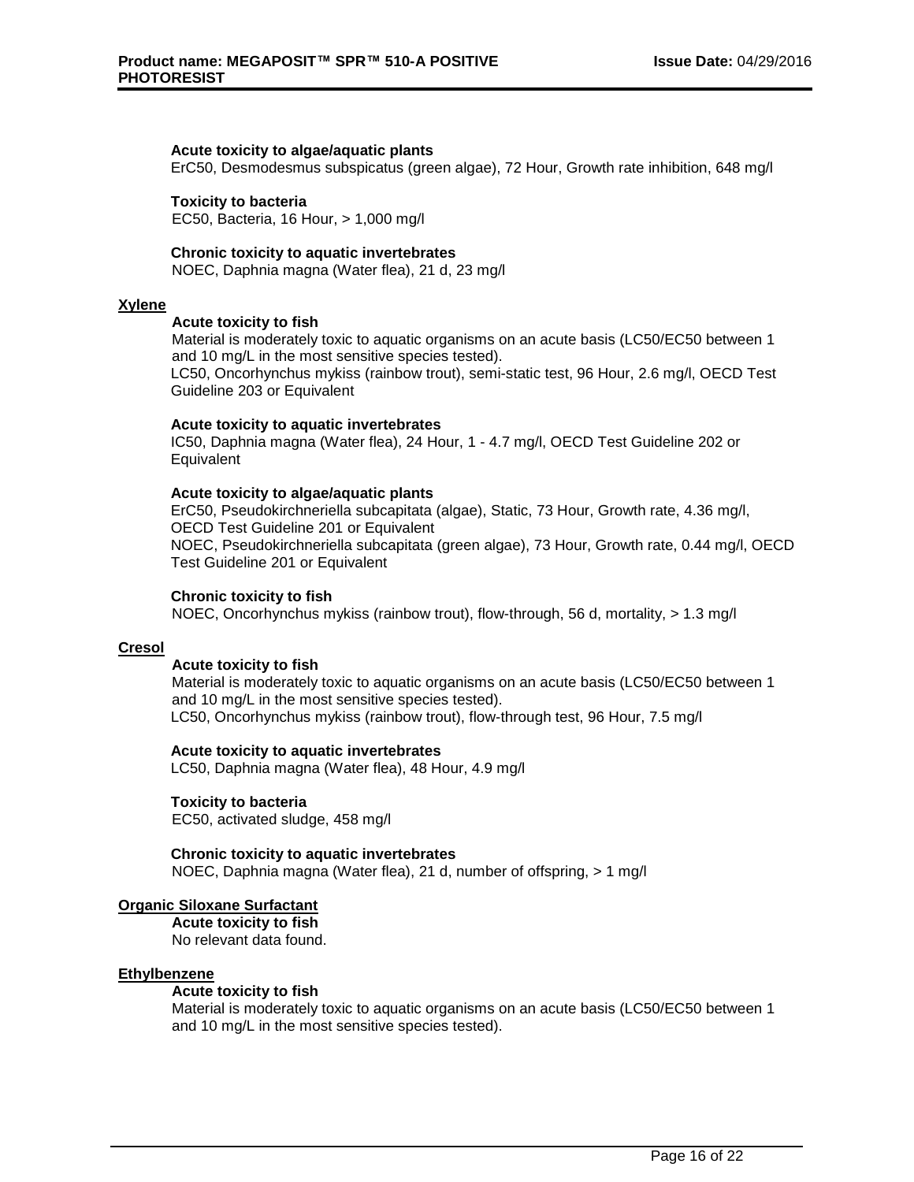**Acute toxicity to algae/aquatic plants**
ErC50, Desmodesmus subspicatus (green algae), 72 Hour, Growth rate inhibition, 648 mg/l

**Toxicity to bacteria**
EC50, Bacteria, 16 Hour, > 1,000 mg/l

**Chronic toxicity to aquatic invertebrates**
NOEC, Daphnia magna (Water flea), 21 d, 23 mg/l

**Xylene**

**Acute toxicity to fish**
Material is moderately toxic to aquatic organisms on an acute basis (LC50/EC50 between 1 and 10 mg/L in the most sensitive species tested).
LC50, Oncorhynchus mykiss (rainbow trout), semi-static test, 96 Hour, 2.6 mg/l, OECD Test Guideline 203 or Equivalent

**Acute toxicity to aquatic invertebrates**
IC50, Daphnia magna (Water flea), 24 Hour, 1 - 4.7 mg/l, OECD Test Guideline 202 or Equivalent

**Acute toxicity to algae/aquatic plants**
ErC50, Pseudokirchneriella subcapitata (algae), Static, 73 Hour, Growth rate, 4.36 mg/l, OECD Test Guideline 201 or Equivalent
NOEC, Pseudokirchneriella subcapitata (green algae), 73 Hour, Growth rate, 0.44 mg/l, OECD Test Guideline 201 or Equivalent

**Chronic toxicity to fish**
NOEC, Oncorhynchus mykiss (rainbow trout), flow-through, 56 d, mortality, > 1.3 mg/l

**Cresol**

**Acute toxicity to fish**
Material is moderately toxic to aquatic organisms on an acute basis (LC50/EC50 between 1 and 10 mg/L in the most sensitive species tested).
LC50, Oncorhynchus mykiss (rainbow trout), flow-through test, 96 Hour, 7.5 mg/l

**Acute toxicity to aquatic invertebrates**
LC50, Daphnia magna (Water flea), 48 Hour, 4.9 mg/l

**Toxicity to bacteria**
EC50, activated sludge, 458 mg/l

**Chronic toxicity to aquatic invertebrates**
NOEC, Daphnia magna (Water flea), 21 d, number of offspring, > 1 mg/l

**Organic Siloxane Surfactant**

**Acute toxicity to fish**
No relevant data found.

**Ethylbenzene**

**Acute toxicity to fish**
Material is moderately toxic to aquatic organisms on an acute basis (LC50/EC50 between 1 and 10 mg/L in the most sensitive species tested).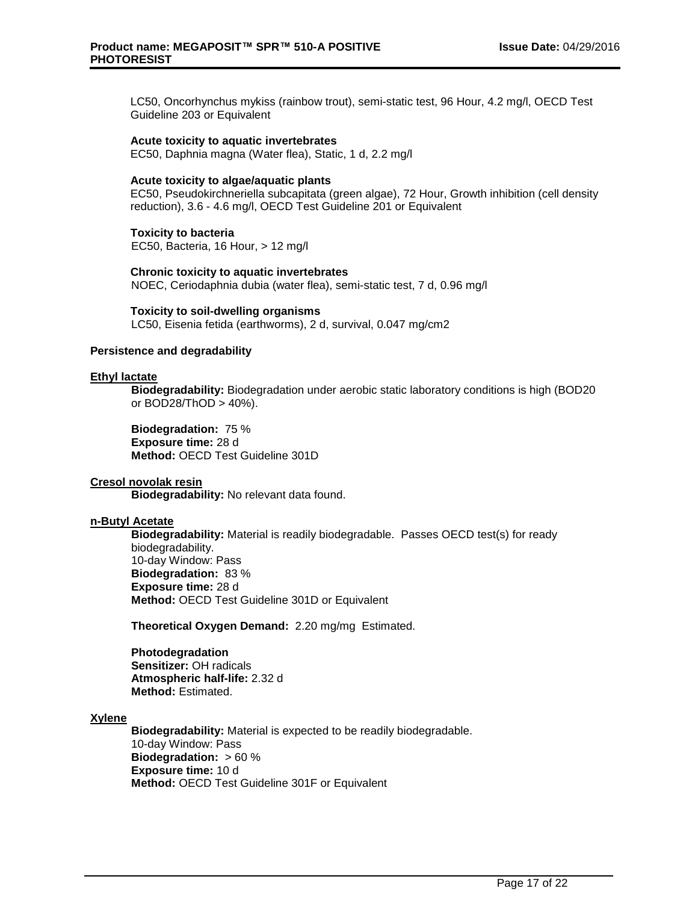LC50, Oncorhynchus mykiss (rainbow trout), semi-static test, 96 Hour, 4.2 mg/l, OECD Test Guideline 203 or Equivalent

**Acute toxicity to aquatic invertebrates**
EC50, Daphnia magna (Water flea), Static, 1 d, 2.2 mg/l

**Acute toxicity to algae/aquatic plants**
EC50, Pseudokirchneriella subcapitata (green algae), 72 Hour, Growth inhibition (cell density reduction), 3.6 - 4.6 mg/l, OECD Test Guideline 201 or Equivalent

**Toxicity to bacteria**
EC50, Bacteria, 16 Hour, > 12 mg/l

**Chronic toxicity to aquatic invertebrates**
NOEC, Ceriodaphnia dubia (water flea), semi-static test, 7 d, 0.96 mg/l

**Toxicity to soil-dwelling organisms**
LC50, Eisenia fetida (earthworms), 2 d, survival, 0.047 mg/cm2

**Persistence and degradability**

**Ethyl lactate**

**Biodegradability:** Biodegradation under aerobic static laboratory conditions is high (BOD20 or BOD28/ThOD > 40%).

**Biodegradation:** 75 %
**Exposure time:** 28 d
**Method:** OECD Test Guideline 301D

**Cresol novolak resin**

**Biodegradability:** No relevant data found.

**n-Butyl Acetate**

**Biodegradability:** Material is readily biodegradable. Passes OECD test(s) for ready biodegradability.
10-day Window: Pass
**Biodegradation:** 83 %
**Exposure time:** 28 d
**Method:** OECD Test Guideline 301D or Equivalent

**Theoretical Oxygen Demand:** 2.20 mg/mg Estimated.

**Photodegradation**
**Sensitizer:** OH radicals
**Atmospheric half-life:** 2.32 d
**Method:** Estimated.

**Xylene**

**Biodegradability:** Material is expected to be readily biodegradable.
10-day Window: Pass
**Biodegradation:** > 60 %
**Exposure time:** 10 d
**Method:** OECD Test Guideline 301F or Equivalent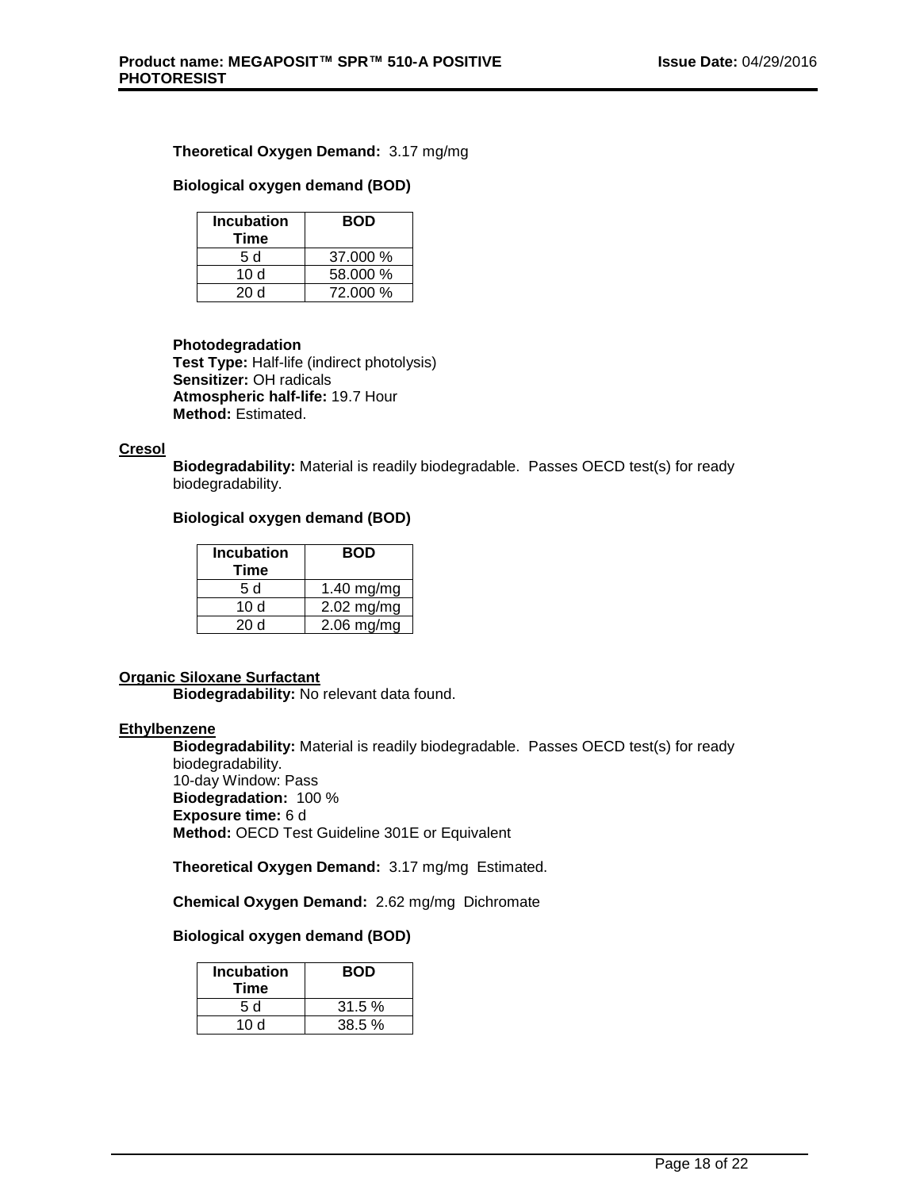**Theoretical Oxygen Demand:** 3.17 mg/mg

**Biological oxygen demand (BOD)**

| Incubation Time | BOD |
|---|---|
| 5 d | 37.000 % |
| 10 d | 58.000 % |
| 20 d | 72.000 % |

**Photodegradation**
**Test Type:** Half-life (indirect photolysis)
**Sensitizer:** OH radicals
**Atmospheric half-life:** 19.7 Hour
**Method:** Estimated.

**Cresol**

**Biodegradability:** Material is readily biodegradable. Passes OECD test(s) for ready biodegradability.

**Biological oxygen demand (BOD)**

| Incubation Time | BOD |
|---|---|
| 5 d | 1.40 mg/mg |
| 10 d | 2.02 mg/mg |
| 20 d | 2.06 mg/mg |

**Organic Siloxane Surfactant**

**Biodegradability:** No relevant data found.

**Ethylbenzene**

**Biodegradability:** Material is readily biodegradable. Passes OECD test(s) for ready biodegradability.
10-day Window: Pass
**Biodegradation:** 100 %
**Exposure time:** 6 d
**Method:** OECD Test Guideline 301E or Equivalent

**Theoretical Oxygen Demand:** 3.17 mg/mg Estimated.

**Chemical Oxygen Demand:** 2.62 mg/mg Dichromate

**Biological oxygen demand (BOD)**

| Incubation Time | BOD |
|---|---|
| 5 d | 31.5 % |
| 10 d | 38.5 % |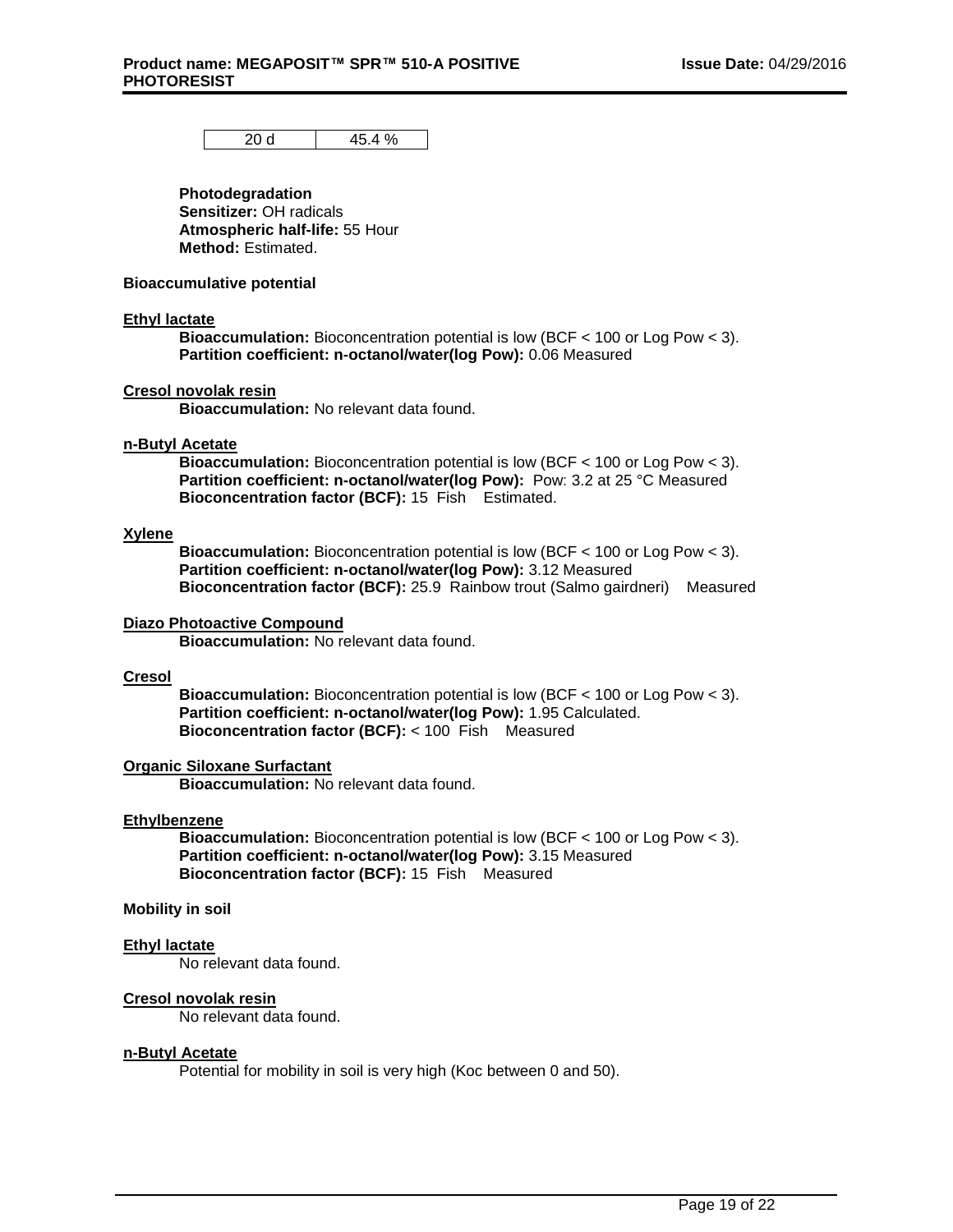| 20 d | 45.4 % |
|---|---|

**Photodegradation**
**Sensitizer:** OH radicals
**Atmospheric half-life:** 55 Hour
**Method:** Estimated.

**Bioaccumulative potential**

**Ethyl lactate**
**Bioaccumulation:** Bioconcentration potential is low (BCF < 100 or Log Pow < 3).
**Partition coefficient: n-octanol/water(log Pow):** 0.06 Measured

**Cresol novolak resin**
**Bioaccumulation:** No relevant data found.

**n-Butyl Acetate**
**Bioaccumulation:** Bioconcentration potential is low (BCF < 100 or Log Pow < 3).
**Partition coefficient: n-octanol/water(log Pow):** Pow: 3.2 at 25 °C Measured
**Bioconcentration factor (BCF):** 15 Fish Estimated.

**Xylene**
**Bioaccumulation:** Bioconcentration potential is low (BCF < 100 or Log Pow < 3).
**Partition coefficient: n-octanol/water(log Pow):** 3.12 Measured
**Bioconcentration factor (BCF):** 25.9 Rainbow trout (Salmo gairdneri) Measured

**Diazo Photoactive Compound**
**Bioaccumulation:** No relevant data found.

**Cresol**
**Bioaccumulation:** Bioconcentration potential is low (BCF < 100 or Log Pow < 3).
**Partition coefficient: n-octanol/water(log Pow):** 1.95 Calculated.
**Bioconcentration factor (BCF):** < 100 Fish Measured

**Organic Siloxane Surfactant**
**Bioaccumulation:** No relevant data found.

**Ethylbenzene**
**Bioaccumulation:** Bioconcentration potential is low (BCF < 100 or Log Pow < 3).
**Partition coefficient: n-octanol/water(log Pow):** 3.15 Measured
**Bioconcentration factor (BCF):** 15 Fish Measured

**Mobility in soil**

**Ethyl lactate**
No relevant data found.

**Cresol novolak resin**
No relevant data found.

**n-Butyl Acetate**
Potential for mobility in soil is very high (Koc between 0 and 50).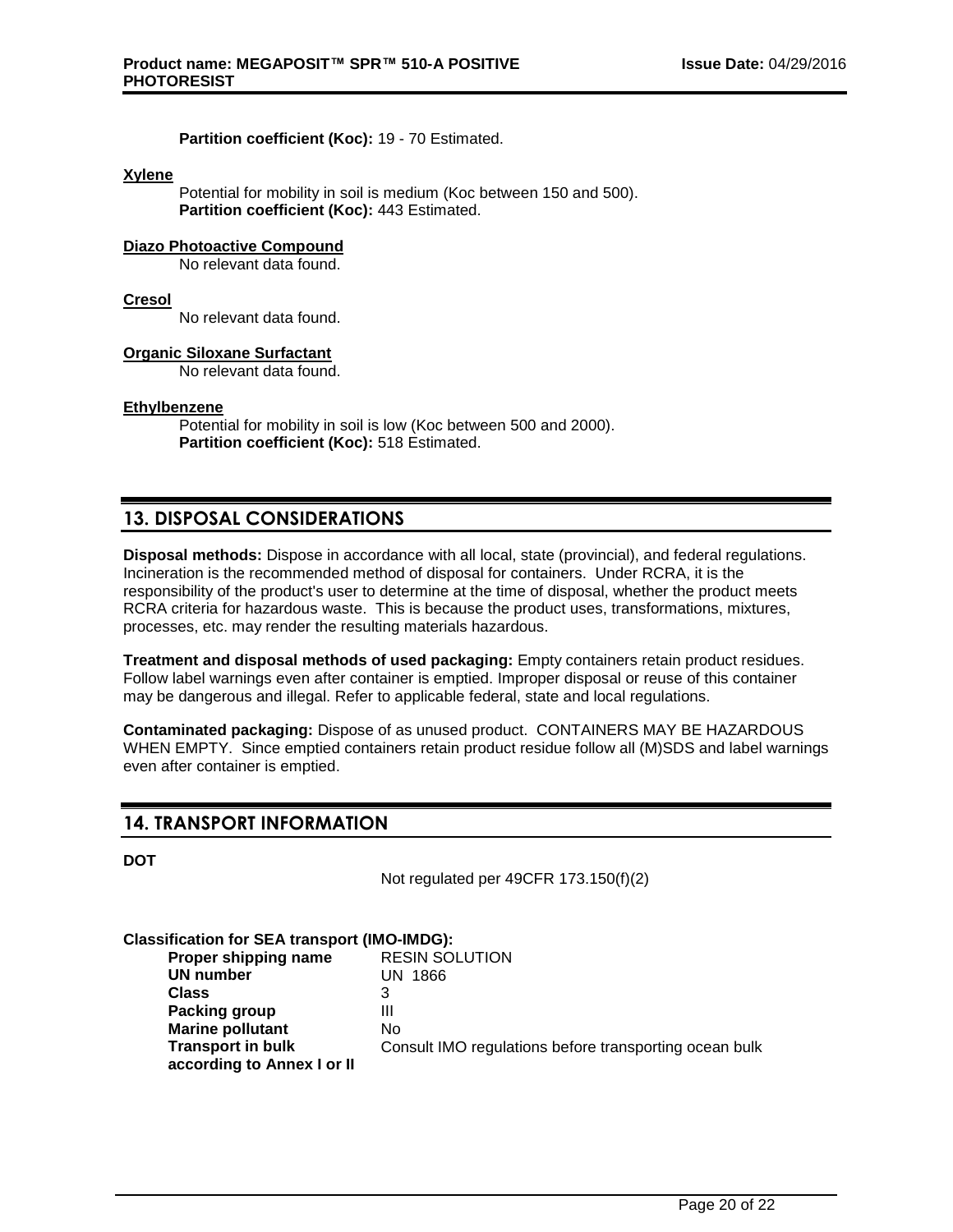**Partition coefficient (Koc):** 19 - 70 Estimated.

**Xylene**

Potential for mobility in soil is medium (Koc between 150 and 500).
**Partition coefficient (Koc):** 443 Estimated.

**Diazo Photoactive Compound**

No relevant data found.

**Cresol**

No relevant data found.

**Organic Siloxane Surfactant**

No relevant data found.

**Ethylbenzene**

Potential for mobility in soil is low (Koc between 500 and 2000).
**Partition coefficient (Koc):** 518 Estimated.

## 13. DISPOSAL CONSIDERATIONS

**Disposal methods:** Dispose in accordance with all local, state (provincial), and federal regulations. Incineration is the recommended method of disposal for containers. Under RCRA, it is the responsibility of the product's user to determine at the time of disposal, whether the product meets RCRA criteria for hazardous waste. This is because the product uses, transformations, mixtures, processes, etc. may render the resulting materials hazardous.

**Treatment and disposal methods of used packaging:** Empty containers retain product residues. Follow label warnings even after container is emptied. Improper disposal or reuse of this container may be dangerous and illegal. Refer to applicable federal, state and local regulations.

**Contaminated packaging:** Dispose of as unused product. CONTAINERS MAY BE HAZARDOUS WHEN EMPTY. Since emptied containers retain product residue follow all (M)SDS and label warnings even after container is emptied.

## 14. TRANSPORT INFORMATION

**DOT**

Not regulated per 49CFR 173.150(f)(2)

**Classification for SEA transport (IMO-IMDG):**

| | |
|---|---|
| **Proper shipping name** | RESIN SOLUTION |
| **UN number** | UN 1866 |
| **Class** | 3 |
| **Packing group** | III |
| **Marine pollutant** | No |
| **Transport in bulk according to Annex I or II** | Consult IMO regulations before transporting ocean bulk |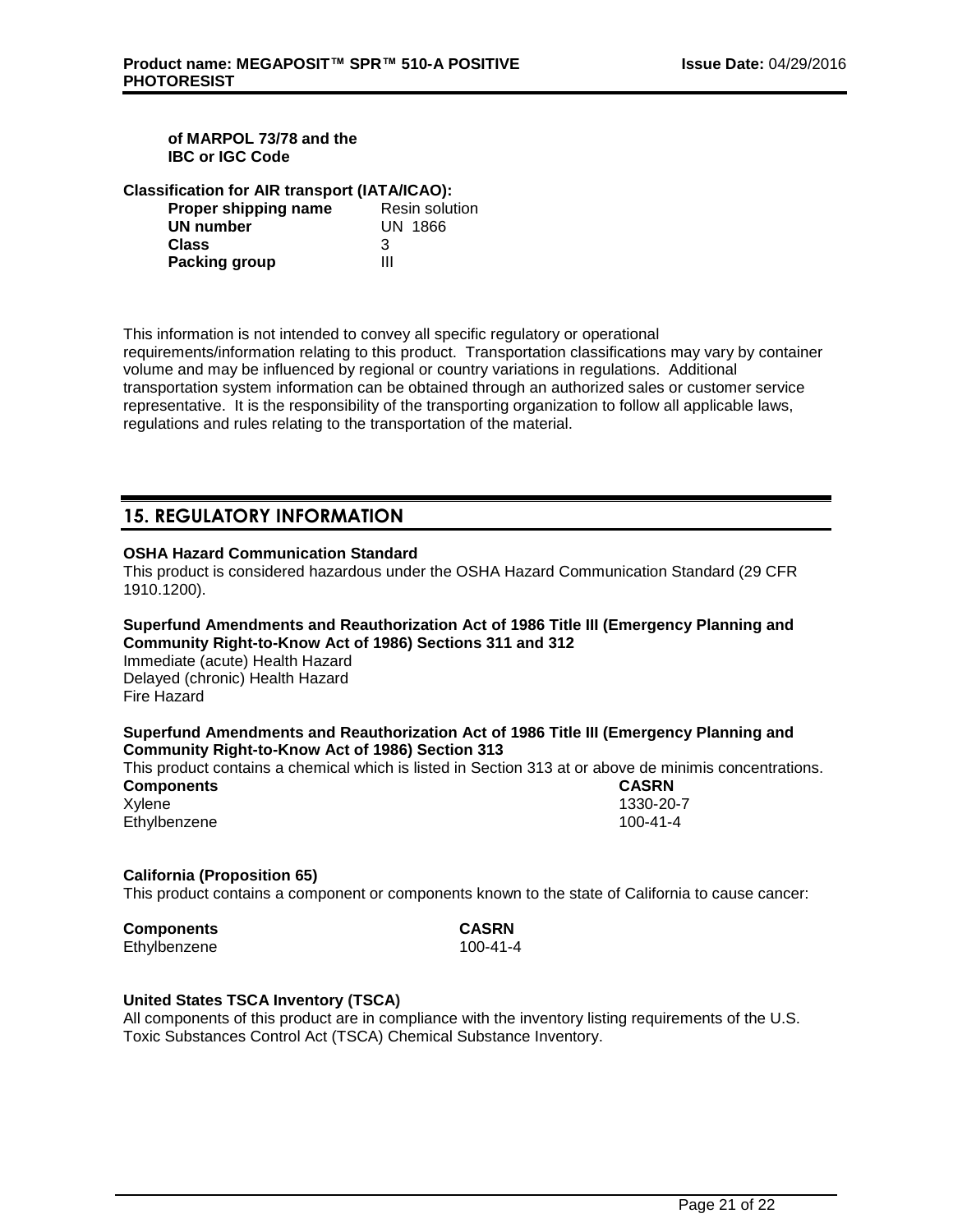**of MARPOL 73/78 and the IBC or IGC Code**

**Classification for AIR transport (IATA/ICAO):**

| | |
|---|---|
| **Proper shipping name** | Resin solution |
| **UN number** | UN 1866 |
| **Class** | 3 |
| **Packing group** | III |

This information is not intended to convey all specific regulatory or operational requirements/information relating to this product. Transportation classifications may vary by container volume and may be influenced by regional or country variations in regulations. Additional transportation system information can be obtained through an authorized sales or customer service representative. It is the responsibility of the transporting organization to follow all applicable laws, regulations and rules relating to the transportation of the material.

## 15. REGULATORY INFORMATION

**OSHA Hazard Communication Standard**

This product is considered hazardous under the OSHA Hazard Communication Standard (29 CFR 1910.1200).

**Superfund Amendments and Reauthorization Act of 1986 Title III (Emergency Planning and Community Right-to-Know Act of 1986) Sections 311 and 312**

Immediate (acute) Health Hazard
Delayed (chronic) Health Hazard
Fire Hazard

**Superfund Amendments and Reauthorization Act of 1986 Title III (Emergency Planning and Community Right-to-Know Act of 1986) Section 313**

This product contains a chemical which is listed in Section 313 at or above de minimis concentrations.

| **Components** | **CASRN** |
|---|---|
| Xylene | 1330-20-7 |
| Ethylbenzene | 100-41-4 |

**California (Proposition 65)**

This product contains a component or components known to the state of California to cause cancer:

| **Components** | **CASRN** |
|---|---|
| Ethylbenzene | 100-41-4 |

**United States TSCA Inventory (TSCA)**

All components of this product are in compliance with the inventory listing requirements of the U.S. Toxic Substances Control Act (TSCA) Chemical Substance Inventory.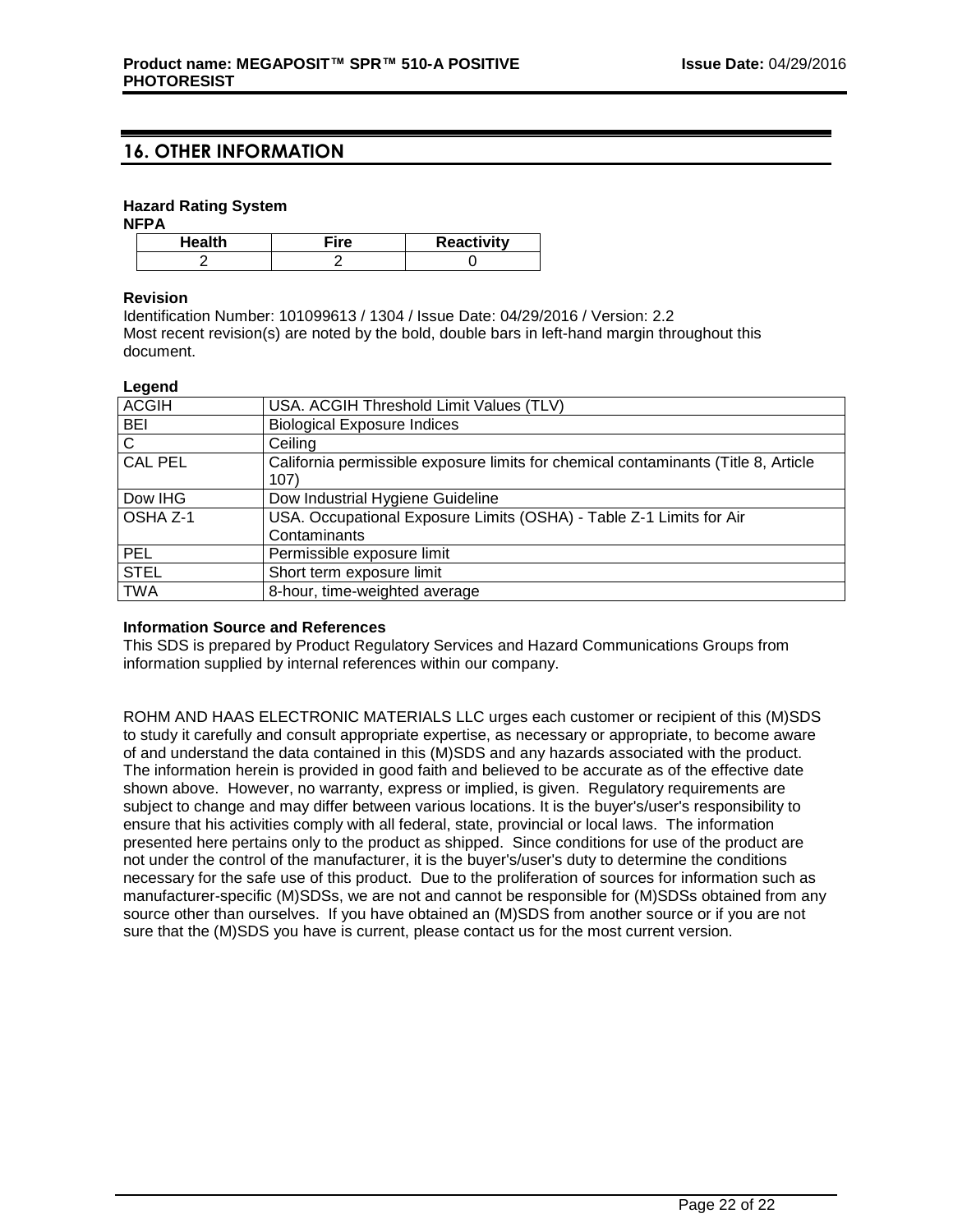## 16. OTHER INFORMATION

**Hazard Rating System**
**NFPA**

| Health | Fire | Reactivity |
|---|---|---|
| 2 | 2 | 0 |

**Revision**
Identification Number: 101099613 / 1304 / Issue Date: 04/29/2016 / Version: 2.2
Most recent revision(s) are noted by the bold, double bars in left-hand margin throughout this document.

**Legend**

| | |
|---|---|
| ACGIH | USA. ACGIH Threshold Limit Values (TLV) |
| BEI | Biological Exposure Indices |
| C | Ceiling |
| CAL PEL | California permissible exposure limits for chemical contaminants (Title 8, Article 107) |
| Dow IHG | Dow Industrial Hygiene Guideline |
| OSHA Z-1 | USA. Occupational Exposure Limits (OSHA) - Table Z-1 Limits for Air Contaminants |
| PEL | Permissible exposure limit |
| STEL | Short term exposure limit |
| TWA | 8-hour, time-weighted average |

**Information Source and References**
This SDS is prepared by Product Regulatory Services and Hazard Communications Groups from information supplied by internal references within our company.

ROHM AND HAAS ELECTRONIC MATERIALS LLC urges each customer or recipient of this (M)SDS to study it carefully and consult appropriate expertise, as necessary or appropriate, to become aware of and understand the data contained in this (M)SDS and any hazards associated with the product. The information herein is provided in good faith and believed to be accurate as of the effective date shown above. However, no warranty, express or implied, is given. Regulatory requirements are subject to change and may differ between various locations. It is the buyer's/user's responsibility to ensure that his activities comply with all federal, state, provincial or local laws. The information presented here pertains only to the product as shipped. Since conditions for use of the product are not under the control of the manufacturer, it is the buyer's/user's duty to determine the conditions necessary for the safe use of this product. Due to the proliferation of sources for information such as manufacturer-specific (M)SDSs, we are not and cannot be responsible for (M)SDSs obtained from any source other than ourselves. If you have obtained an (M)SDS from another source or if you are not sure that the (M)SDS you have is current, please contact us for the most current version.